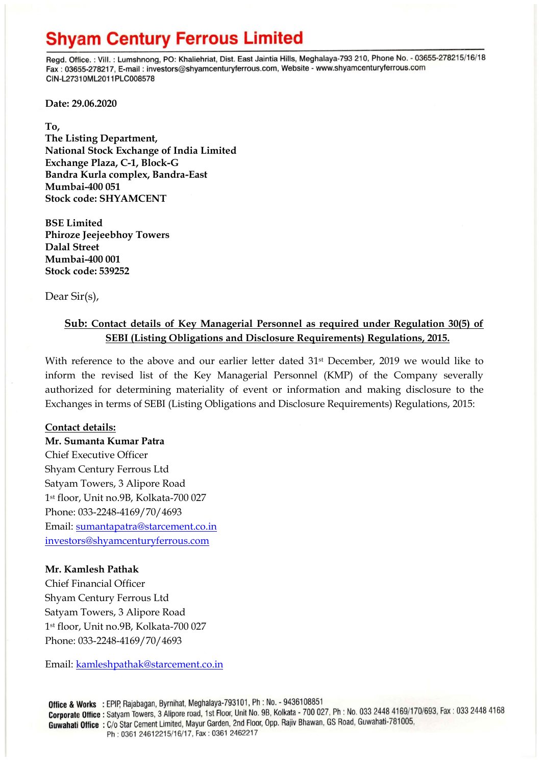# Shyam Century Ferrous Limited

Regd. Office. : Vill. : Lumshnong, PO: Khaliehriat, Dist. East Jaintia Hills, Meghalaya-793 210, Phone No. - 03655-278215/16/18
Fax : 03655-278217, E-mail : investors@shyamcenturyferrous.com, Website - www.shyamcenturyferrous.com
CIN-L27310ML2011PLC008578

**Date: 29.06.2020**

**To,**
**The Listing Department,**
**National Stock Exchange of India Limited**
**Exchange Plaza, C-1, Block-G**
**Bandra Kurla complex, Bandra-East**
**Mumbai-400 051**
**Stock code: SHYAMCENT**

**BSE Limited**
**Phiroze Jeejeebhoy Towers**
**Dalal Street**
**Mumbai-400 001**
**Stock code: 539252**

Dear Sir(s),

**Sub: Contact details of Key Managerial Personnel as required under Regulation 30(5) of SEBI (Listing Obligations and Disclosure Requirements) Regulations, 2015.**

With reference to the above and our earlier letter dated 31st December, 2019 we would like to inform the revised list of the Key Managerial Personnel (KMP) of the Company severally authorized for determining materiality of event or information and making disclosure to the Exchanges in terms of SEBI (Listing Obligations and Disclosure Requirements) Regulations, 2015:

**Contact details:**

**Mr. Sumanta Kumar Patra**
Chief Executive Officer
Shyam Century Ferrous Ltd
Satyam Towers, 3 Alipore Road
1st floor, Unit no.9B, Kolkata-700 027
Phone: 033-2248-4169/70/4693
Email: sumantapatra@starcement.co.in
investors@shyamcenturyferrous.com

**Mr. Kamlesh Pathak**
Chief Financial Officer
Shyam Century Ferrous Ltd
Satyam Towers, 3 Alipore Road
1st floor, Unit no.9B, Kolkata-700 027
Phone: 033-2248-4169/70/4693

Email: kamleshpathak@starcement.co.in

**Office & Works** : EPIP, Rajabagan, Byrnihat, Meghalaya-793101, Ph : No. - 9436108851
**Corporate Office** : Satyam Towers, 3 Alipore road, 1st Floor, Unit No. 9B, Kolkata - 700 027, Ph : No. 033 2448 4169/170/693, Fax : 033 2448 4168
**Guwahati Office** : C/o Star Cement Limited, Mayur Garden, 2nd Floor, Opp. Rajiv Bhawan, GS Road, Guwahati-781005, Ph : 0361 24612215/16/17, Fax : 0361 2462217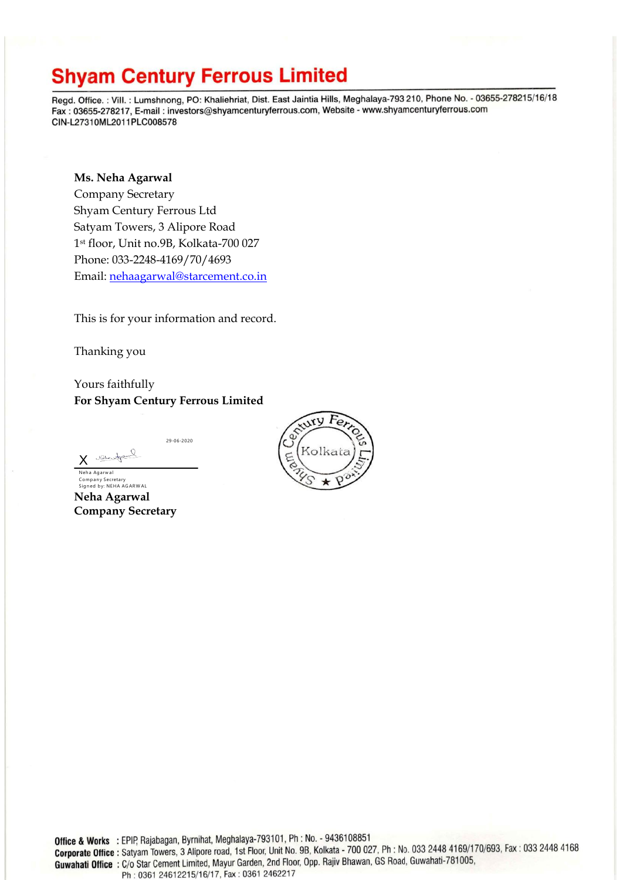# Shyam Century Ferrous Limited

Regd. Office. : Vill. : Lumshnong, PO: Khaliehriat, Dist. East Jaintia Hills, Meghalaya-793 210, Phone No. - 03655-278215/16/18
Fax : 03655-278217, E-mail : investors@shyamcenturyferrous.com, Website - www.shyamcenturyferrous.com
CIN-L27310ML2011PLC008578

**Ms. Neha Agarwal**
Company Secretary
Shyam Century Ferrous Ltd
Satyam Towers, 3 Alipore Road
1st floor, Unit no.9B, Kolkata-700 027
Phone: 033-2248-4169/70/4693
Email: nehaagarwal@starcement.co.in

This is for your information and record.

Thanking you

Yours faithfully
**For Shyam Century Ferrous Limited**

29-06-2020

X

Neha Agarwal
Company Secretary
Signed by: NEHA AGARWAL

**Neha Agarwal**
**Company Secretary**

Shyam Century Ferrous Limited Kolkata

**Office & Works** : EPIP, Rajabagan, Byrnihat, Meghalaya-793101, Ph : No. - 9436108851
**Corporate Office** : Satyam Towers, 3 Alipore road, 1st Floor, Unit No. 9B, Kolkata - 700 027, Ph : No. 033 2448 4169/170/693, Fax : 033 2448 4168
**Guwahati Office** : C/o Star Cement Limited, Mayur Garden, 2nd Floor, Opp. Rajiv Bhawan, GS Road, Guwahati-781005,
Ph : 0361 24612215/16/17, Fax : 0361 2462217